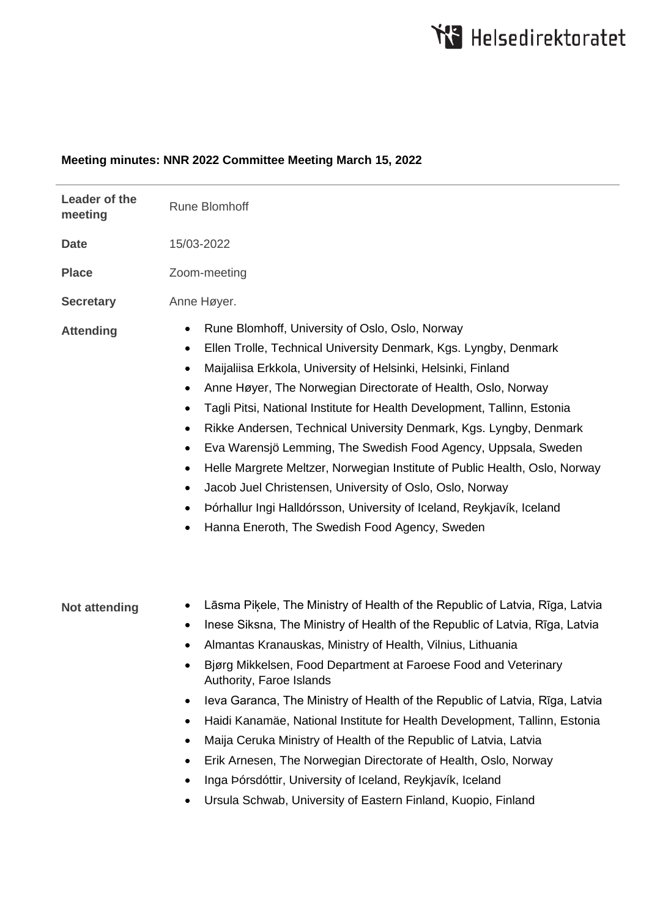Helsedirektoratet

**Meeting minutes: NNR 2022 Committee Meeting March 15, 2022**

| | |
|---|---|
| **Leader of the meeting** | Rune Blomhoff |
| **Date** | 15/03-2022 |
| **Place** | Zoom-meeting |
| **Secretary** | Anne Høyer. |

**Attending**

- Rune Blomhoff, University of Oslo, Oslo, Norway
- Ellen Trolle, Technical University Denmark, Kgs. Lyngby, Denmark
- Maijaliisa Erkkola, University of Helsinki, Helsinki, Finland
- Anne Høyer, The Norwegian Directorate of Health, Oslo, Norway
- Tagli Pitsi, National Institute for Health Development, Tallinn, Estonia
- Rikke Andersen, Technical University Denmark, Kgs. Lyngby, Denmark
- Eva Warensjö Lemming, The Swedish Food Agency, Uppsala, Sweden
- Helle Margrete Meltzer, Norwegian Institute of Public Health, Oslo, Norway
- Jacob Juel Christensen, University of Oslo, Oslo, Norway
- Þórhallur Ingi Halldórsson, University of Iceland, Reykjavík, Iceland
- Hanna Eneroth, The Swedish Food Agency, Sweden

**Not attending**

- Lāsma Piķele, The Ministry of Health of the Republic of Latvia, Rīga, Latvia
- Inese Siksna, The Ministry of Health of the Republic of Latvia, Rīga, Latvia
- Almantas Kranauskas, Ministry of Health, Vilnius, Lithuania
- Bjørg Mikkelsen, Food Department at Faroese Food and Veterinary Authority, Faroe Islands
- Ieva Garanca, The Ministry of Health of the Republic of Latvia, Rīga, Latvia
- Haidi Kanamäe, National Institute for Health Development, Tallinn, Estonia
- Maija Ceruka Ministry of Health of the Republic of Latvia, Latvia
- Erik Arnesen, The Norwegian Directorate of Health, Oslo, Norway
- Inga Þórsdóttir, University of Iceland, Reykjavík, Iceland
- Ursula Schwab, University of Eastern Finland, Kuopio, Finland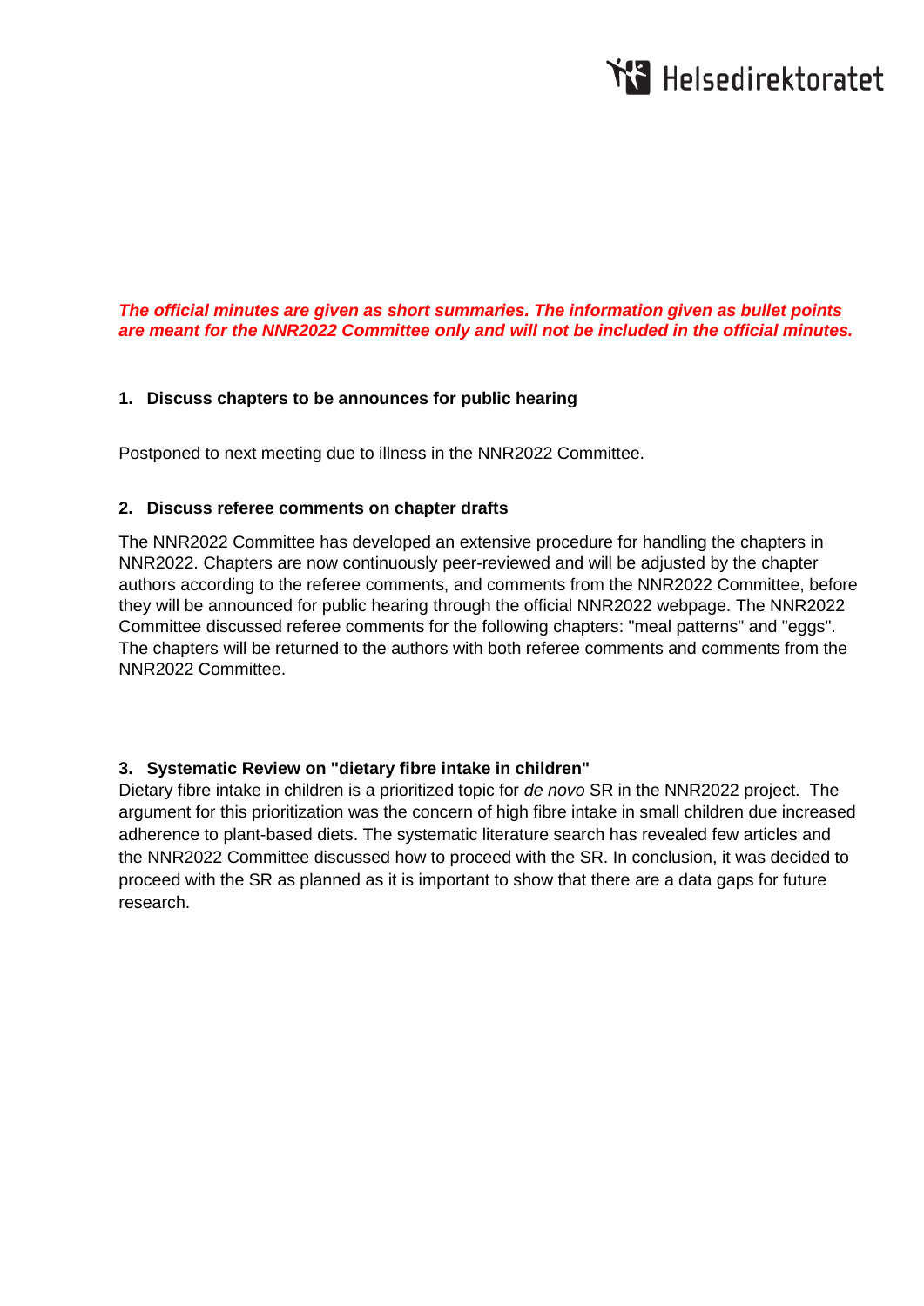***The official minutes are given as short summaries. The information given as bullet points are meant for the NNR2022 Committee only and will not be included in the official minutes.***

## 1. Discuss chapters to be announces for public hearing

Postponed to next meeting due to illness in the NNR2022 Committee.

## 2. Discuss referee comments on chapter drafts

The NNR2022 Committee has developed an extensive procedure for handling the chapters in NNR2022. Chapters are now continuously peer-reviewed and will be adjusted by the chapter authors according to the referee comments, and comments from the NNR2022 Committee, before they will be announced for public hearing through the official NNR2022 webpage. The NNR2022 Committee discussed referee comments for the following chapters: "meal patterns" and "eggs". The chapters will be returned to the authors with both referee comments and comments from the NNR2022 Committee.

## 3. Systematic Review on "dietary fibre intake in children"

Dietary fibre intake in children is a prioritized topic for *de novo* SR in the NNR2022 project. The argument for this prioritization was the concern of high fibre intake in small children due increased adherence to plant-based diets. The systematic literature search has revealed few articles and the NNR2022 Committee discussed how to proceed with the SR. In conclusion, it was decided to proceed with the SR as planned as it is important to show that there are a data gaps for future research.